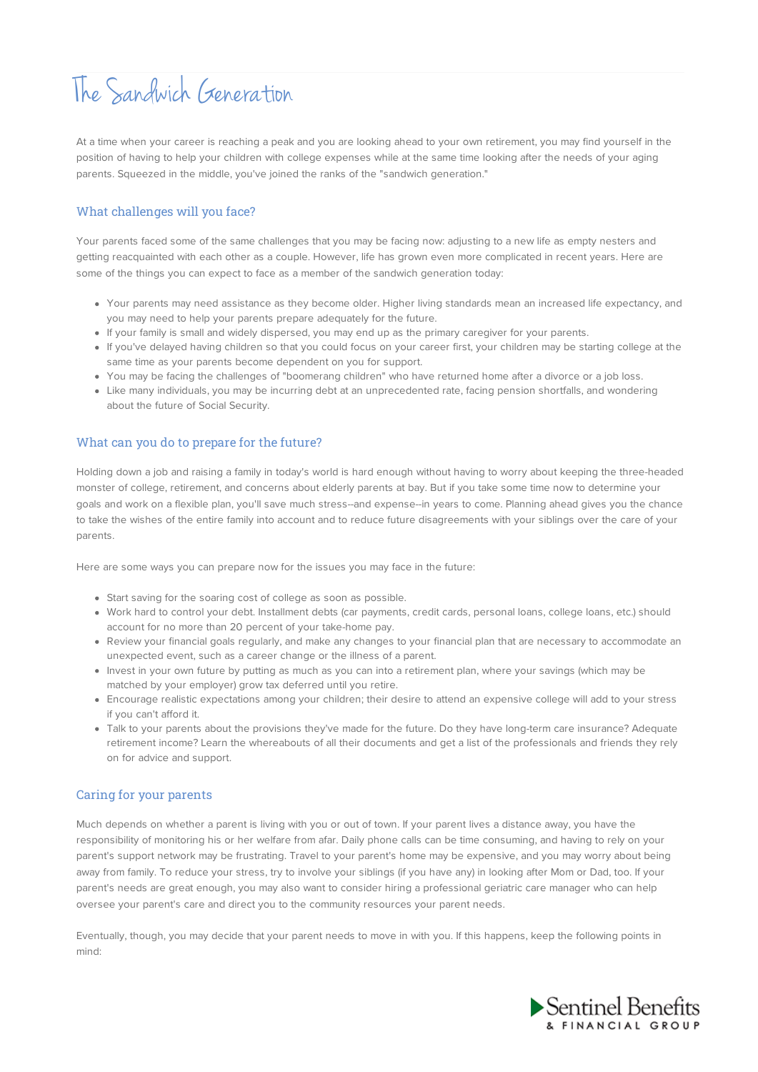# The Sandwich Generation

At a time when your career is reaching a peak and you are looking ahead to your own retirement, you may find yourself in the position of having to help your children with college expenses while at the same time looking after the needs of your aging parents. Squeezed in the middle, you've joined the ranks of the "sandwich generation."

## What challenges will you face?

Your parents faced some of the same challenges that you may be facing now: adjusting to a new life as empty nesters and getting reacquainted with each other as a couple. However, life has grown even more complicated in recent years. Here are some of the things you can expect to face as a member of the sandwich generation today:

- Your parents may need assistance as they become older. Higher living standards mean an increased life expectancy, and you may need to help your parents prepare adequately for the future.
- If your family is small and widely dispersed, you may end up as the primary caregiver for your parents.
- If you've delayed having children so that you could focus on your career first, your children may be starting college at the same time as your parents become dependent on you for support.
- You may be facing the challenges of "boomerang children" who have returned home after a divorce or a job loss.
- Like many individuals, you may be incurring debt at an unprecedented rate, facing pension shortfalls, and wondering about the future of Social Security.

## What can you do to prepare for the future?

Holding down a job and raising a family in today's world is hard enough without having to worry about keeping the three-headed monster of college, retirement, and concerns about elderly parents at bay. But if you take some time now to determine your goals and work on a flexible plan, you'll save much stress--and expense--in years to come. Planning ahead gives you the chance to take the wishes of the entire family into account and to reduce future disagreements with your siblings over the care of your parents.

Here are some ways you can prepare now for the issues you may face in the future:

- Start saving for the soaring cost of college as soon as possible.
- Work hard to control your debt. Installment debts (car payments, credit cards, personal loans, college loans, etc.) should account for no more than 20 percent of your take-home pay.
- Review your financial goals regularly, and make any changes to your financial plan that are necessary to accommodate an unexpected event, such as a career change or the illness of a parent.
- Invest in your own future by putting as much as you can into a retirement plan, where your savings (which may be matched by your employer) grow tax deferred until you retire.
- Encourage realistic expectations among your children; their desire to attend an expensive college will add to your stress if you can't afford it.
- Talk to your parents about the provisions they've made for the future. Do they have long-term care insurance? Adequate retirement income? Learn the whereabouts of all their documents and get a list of the professionals and friends they rely on for advice and support.

## Caring for your parents

Much depends on whether a parent is living with you or out of town. If your parent lives a distance away, you have the responsibility of monitoring his or her welfare from afar. Daily phone calls can be time consuming, and having to rely on your parent's support network may be frustrating. Travel to your parent's home may be expensive, and you may worry about being away from family. To reduce your stress, try to involve your siblings (if you have any) in looking after Mom or Dad, too. If your parent's needs are great enough, you may also want to consider hiring a professional geriatric care manager who can help oversee your parent's care and direct you to the community resources your parent needs.

Eventually, though, you may decide that your parent needs to move in with you. If this happens, keep the following points in mind: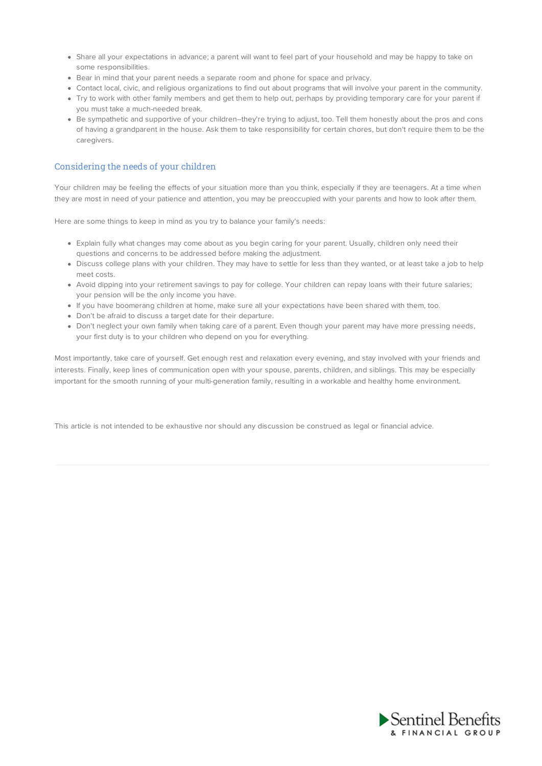- Share all your expectations in advance; a parent will want to feel part of your household and may be happy to take on some responsibilities.
- Bear in mind that your parent needs a separate room and phone for space and privacy.
- Contact local, civic, and religious organizations to find out about programs that will involve your parent in the community.
- Try to work with other family members and get them to help out, perhaps by providing temporary care for your parent if you must take a much-needed break.
- Be sympathetic and supportive of your children--they're trying to adjust, too. Tell them honestly about the pros and cons of having a grandparent in the house. Ask them to take responsibility for certain chores, but don't require them to be the caregivers.

## Considering the needs of your children

Your children may be feeling the effects of your situation more than you think, especially if they are teenagers. At a time when they are most in need of your patience and attention, you may be preoccupied with your parents and how to look after them.

Here are some things to keep in mind as you try to balance your family's needs:

- Explain fully what changes may come about as you begin caring for your parent. Usually, children only need their questions and concerns to be addressed before making the adjustment.
- Discuss college plans with your children. They may have to settle for less than they wanted, or at least take a job to help meet costs.
- Avoid dipping into your retirement savings to pay for college. Your children can repay loans with their future salaries; your pension will be the only income you have.
- If you have boomerang children at home, make sure all your expectations have been shared with them, too.
- Don't be afraid to discuss a target date for their departure.
- Don't neglect your own family when taking care of a parent. Even though your parent may have more pressing needs, your first duty is to your children who depend on you for everything.

Most importantly, take care of yourself. Get enough rest and relaxation every evening, and stay involved with your friends and interests. Finally, keep lines of communication open with your spouse, parents, children, and siblings. This may be especially important for the smooth running of your multi-generation family, resulting in a workable and healthy home environment.

This article is not intended to be exhaustive nor should any discussion be construed as legal or financial advice.

Sentinel Benefits & Financial Group